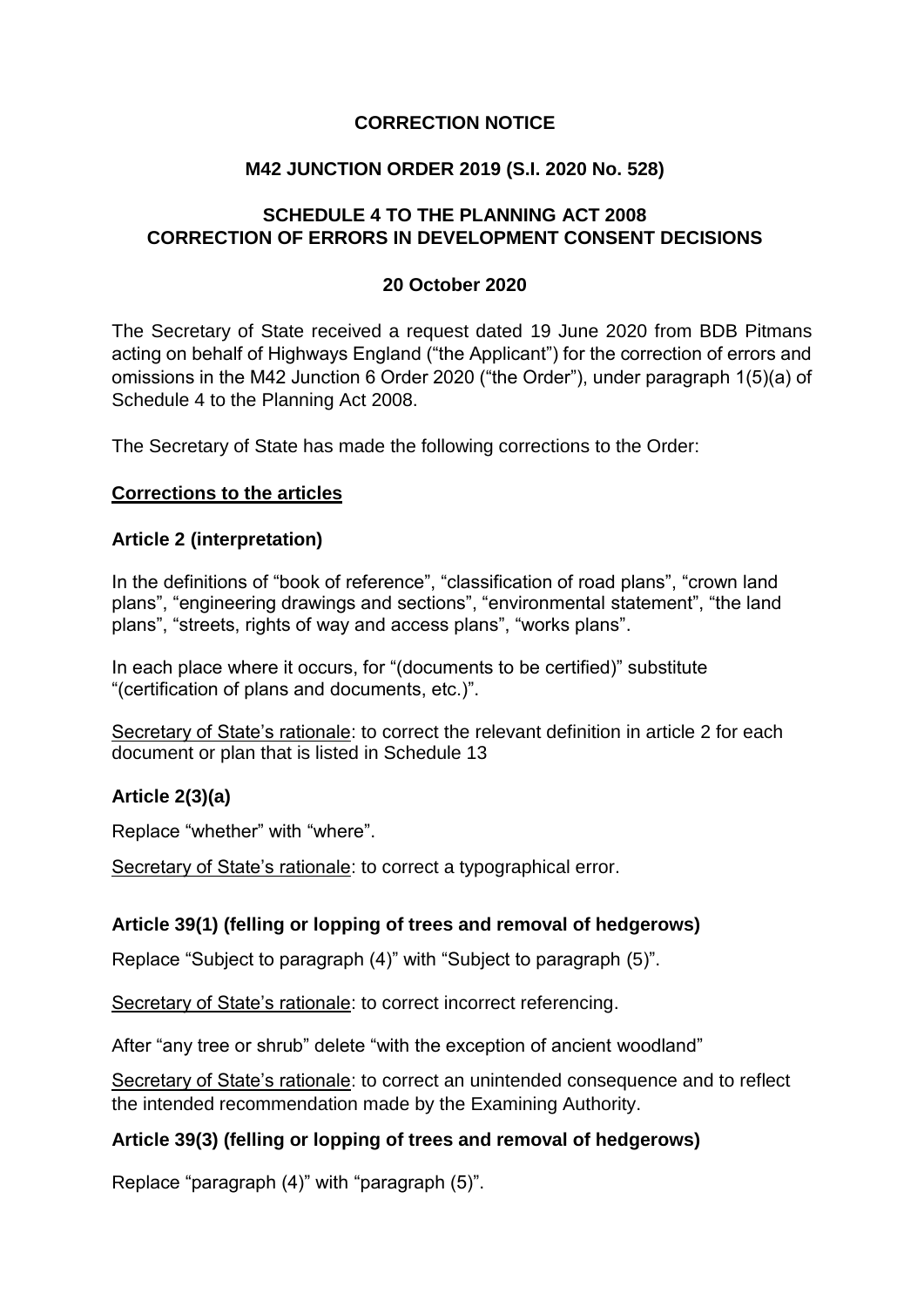# CORRECTION NOTICE

## M42 JUNCTION ORDER 2019 (S.I. 2020 No. 528)

## SCHEDULE 4 TO THE PLANNING ACT 2008 CORRECTION OF ERRORS IN DEVELOPMENT CONSENT DECISIONS

### 20 October 2020

The Secretary of State received a request dated 19 June 2020 from BDB Pitmans acting on behalf of Highways England ("the Applicant") for the correction of errors and omissions in the M42 Junction 6 Order 2020 ("the Order"), under paragraph 1(5)(a) of Schedule 4 to the Planning Act 2008.

The Secretary of State has made the following corrections to the Order:

## Corrections to the articles

### Article 2 (interpretation)

In the definitions of "book of reference", "classification of road plans", "crown land plans", "engineering drawings and sections", "environmental statement", "the land plans", "streets, rights of way and access plans", "works plans".

In each place where it occurs, for "(documents to be certified)" substitute "(certification of plans and documents, etc.)".

Secretary of State's rationale: to correct the relevant definition in article 2 for each document or plan that is listed in Schedule 13

### Article 2(3)(a)

Replace "whether" with "where".

Secretary of State's rationale: to correct a typographical error.

### Article 39(1) (felling or lopping of trees and removal of hedgerows)

Replace "Subject to paragraph (4)" with "Subject to paragraph (5)".

Secretary of State's rationale: to correct incorrect referencing.

After "any tree or shrub" delete "with the exception of ancient woodland"

Secretary of State's rationale: to correct an unintended consequence and to reflect the intended recommendation made by the Examining Authority.

### Article 39(3) (felling or lopping of trees and removal of hedgerows)

Replace "paragraph (4)" with "paragraph (5)".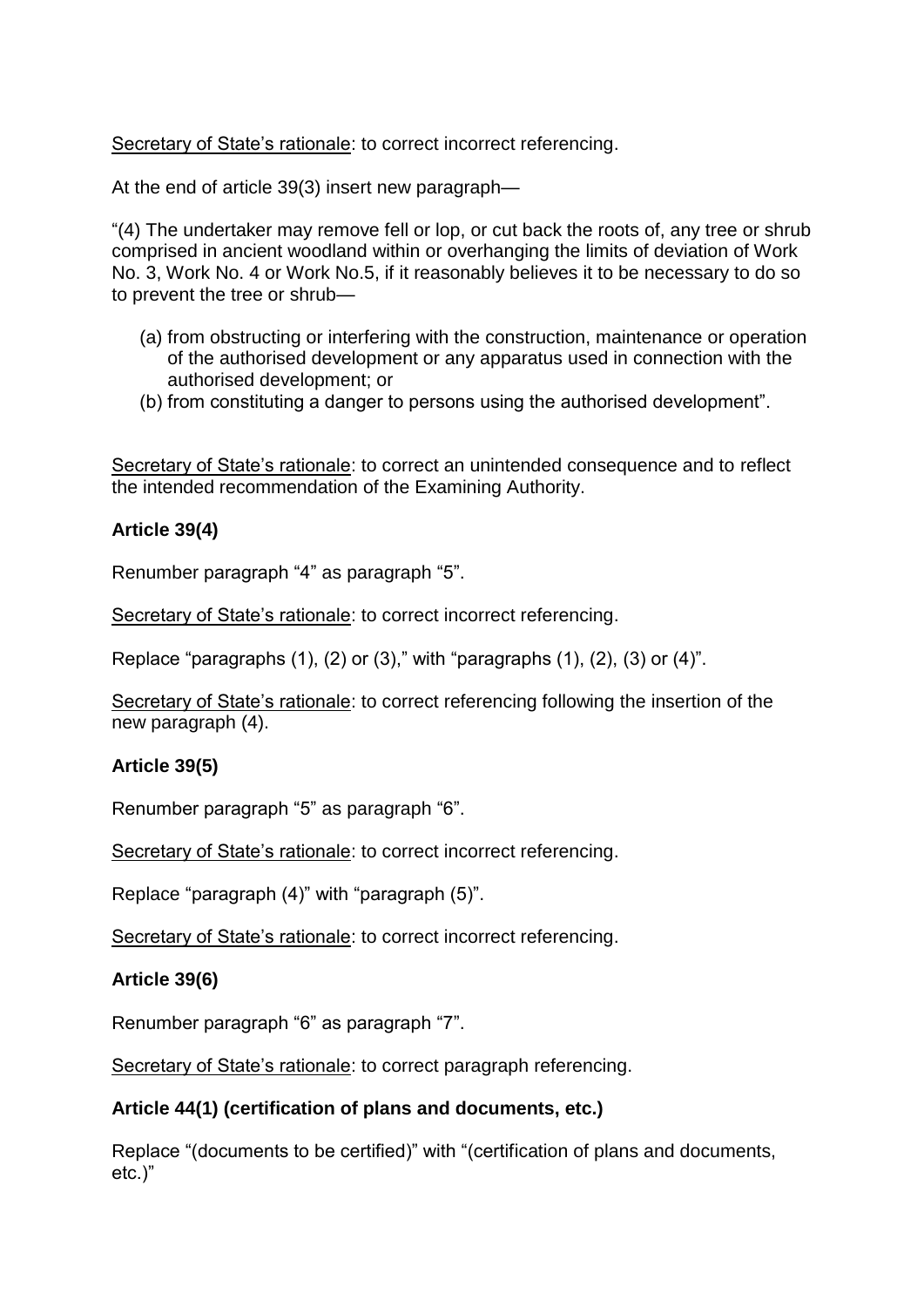<u>Secretary of State's rationale</u>: to correct incorrect referencing.

At the end of article 39(3) insert new paragraph—

"(4) The undertaker may remove fell or lop, or cut back the roots of, any tree or shrub comprised in ancient woodland within or overhanging the limits of deviation of Work No. 3, Work No. 4 or Work No.5, if it reasonably believes it to be necessary to do so to prevent the tree or shrub—

(a) from obstructing or interfering with the construction, maintenance or operation of the authorised development or any apparatus used in connection with the authorised development; or
(b) from constituting a danger to persons using the authorised development".

<u>Secretary of State's rationale</u>: to correct an unintended consequence and to reflect the intended recommendation of the Examining Authority.

**Article 39(4)**

Renumber paragraph "4" as paragraph "5".

<u>Secretary of State's rationale</u>: to correct incorrect referencing.

Replace "paragraphs (1), (2) or (3)," with "paragraphs (1), (2), (3) or (4)".

<u>Secretary of State's rationale</u>: to correct referencing following the insertion of the new paragraph (4).

**Article 39(5)**

Renumber paragraph "5" as paragraph "6".

<u>Secretary of State's rationale</u>: to correct incorrect referencing.

Replace "paragraph (4)" with "paragraph (5)".

<u>Secretary of State's rationale</u>: to correct incorrect referencing.

**Article 39(6)**

Renumber paragraph "6" as paragraph "7".

<u>Secretary of State's rationale</u>: to correct paragraph referencing.

**Article 44(1) (certification of plans and documents, etc.)**

Replace "(documents to be certified)" with "(certification of plans and documents, etc.)"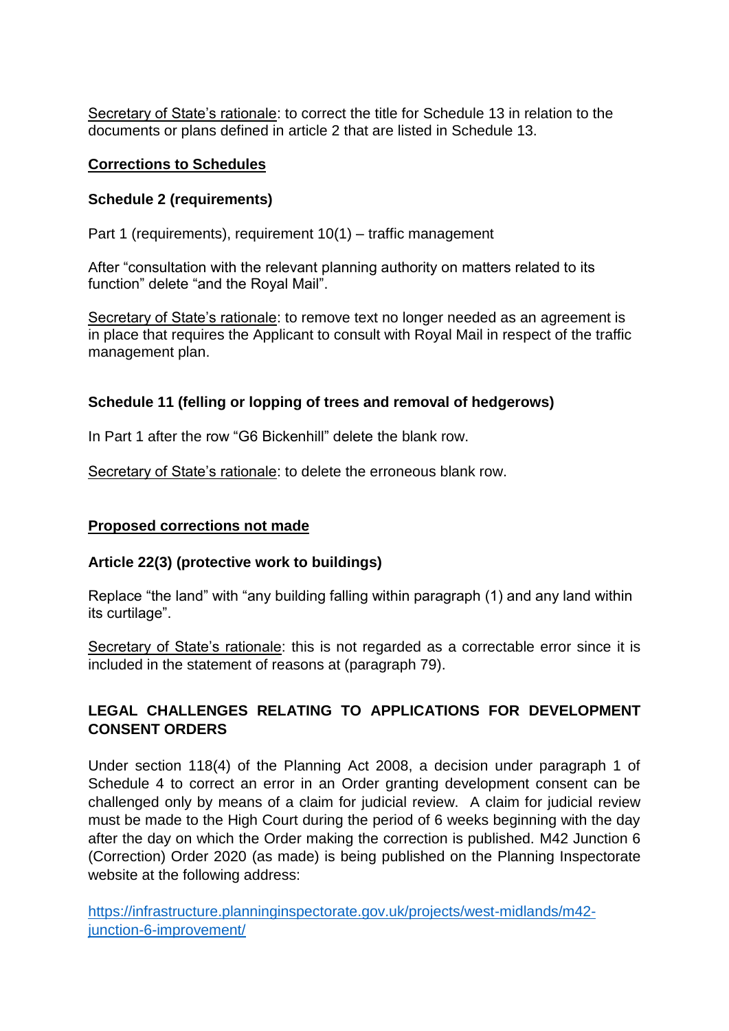<u>Secretary of State's rationale</u>: to correct the title for Schedule 13 in relation to the documents or plans defined in article 2 that are listed in Schedule 13.

## <u>Corrections to Schedules</u>

### Schedule 2 (requirements)

Part 1 (requirements), requirement 10(1) – traffic management

After "consultation with the relevant planning authority on matters related to its function" delete "and the Royal Mail".

<u>Secretary of State's rationale</u>: to remove text no longer needed as an agreement is in place that requires the Applicant to consult with Royal Mail in respect of the traffic management plan.

### Schedule 11 (felling or lopping of trees and removal of hedgerows)

In Part 1 after the row "G6 Bickenhill" delete the blank row.

<u>Secretary of State's rationale</u>: to delete the erroneous blank row.

## <u>Proposed corrections not made</u>

### Article 22(3) (protective work to buildings)

Replace "the land" with "any building falling within paragraph (1) and any land within its curtilage".

<u>Secretary of State's rationale</u>: this is not regarded as a correctable error since it is included in the statement of reasons at (paragraph 79).

## LEGAL CHALLENGES RELATING TO APPLICATIONS FOR DEVELOPMENT CONSENT ORDERS

Under section 118(4) of the Planning Act 2008, a decision under paragraph 1 of Schedule 4 to correct an error in an Order granting development consent can be challenged only by means of a claim for judicial review. A claim for judicial review must be made to the High Court during the period of 6 weeks beginning with the day after the day on which the Order making the correction is published. M42 Junction 6 (Correction) Order 2020 (as made) is being published on the Planning Inspectorate website at the following address:

https://infrastructure.planninginspectorate.gov.uk/projects/west-midlands/m42-junction-6-improvement/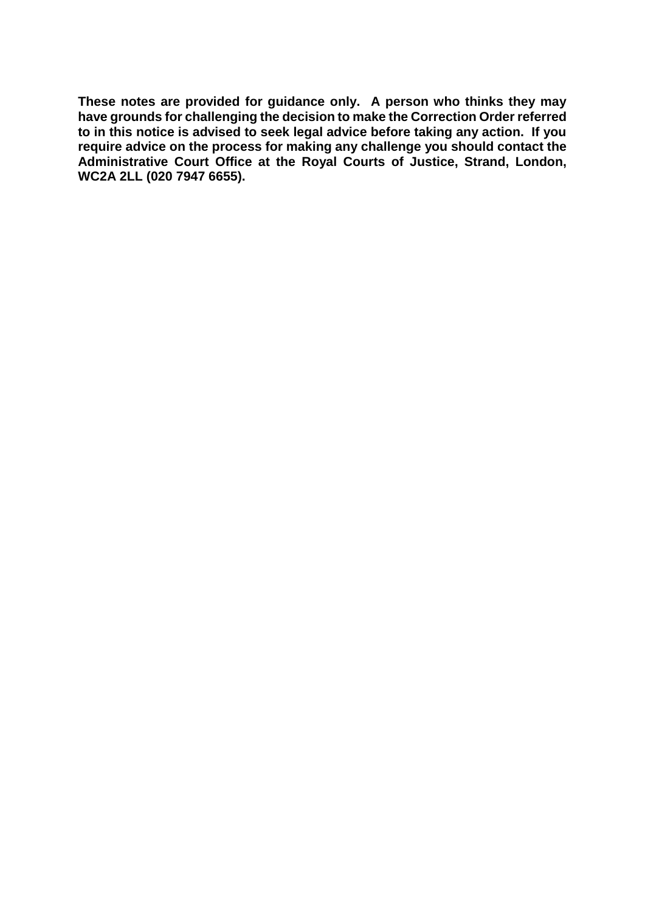**These notes are provided for guidance only. A person who thinks they may have grounds for challenging the decision to make the Correction Order referred to in this notice is advised to seek legal advice before taking any action. If you require advice on the process for making any challenge you should contact the Administrative Court Office at the Royal Courts of Justice, Strand, London, WC2A 2LL (020 7947 6655).**